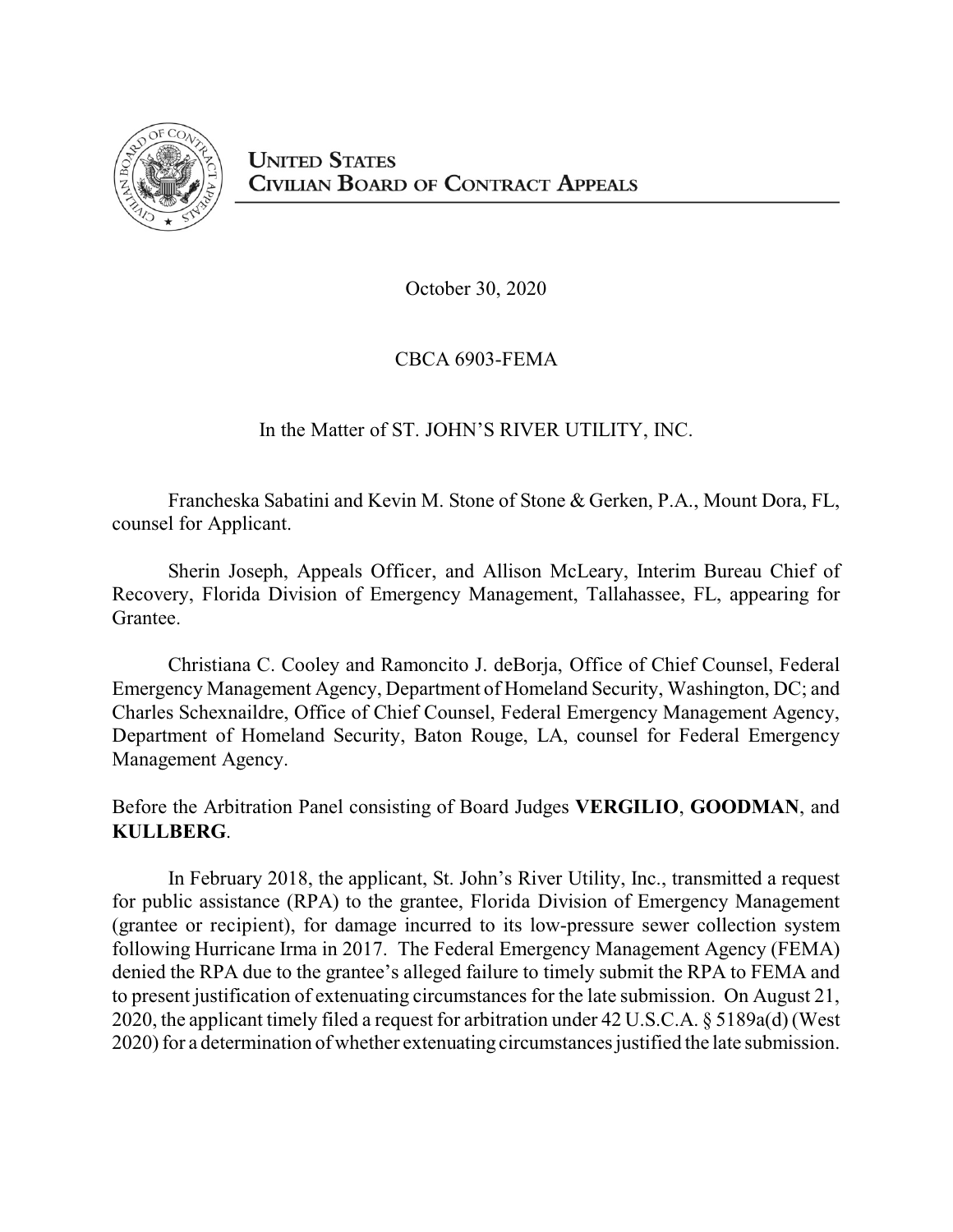**UNITED STATES**
**CIVILIAN BOARD OF CONTRACT APPEALS**

October 30, 2020

CBCA 6903-FEMA

In the Matter of ST. JOHN'S RIVER UTILITY, INC.

Francheska Sabatini and Kevin M. Stone of Stone & Gerken, P.A., Mount Dora, FL, counsel for Applicant.

Sherin Joseph, Appeals Officer, and Allison McLeary, Interim Bureau Chief of Recovery, Florida Division of Emergency Management, Tallahassee, FL, appearing for Grantee.

Christiana C. Cooley and Ramoncito J. deBorja, Office of Chief Counsel, Federal Emergency Management Agency, Department of Homeland Security, Washington, DC; and Charles Schexnaildre, Office of Chief Counsel, Federal Emergency Management Agency, Department of Homeland Security, Baton Rouge, LA, counsel for Federal Emergency Management Agency.

Before the Arbitration Panel consisting of Board Judges **VERGILIO**, **GOODMAN**, and **KULLBERG**.

In February 2018, the applicant, St. John's River Utility, Inc., transmitted a request for public assistance (RPA) to the grantee, Florida Division of Emergency Management (grantee or recipient), for damage incurred to its low-pressure sewer collection system following Hurricane Irma in 2017. The Federal Emergency Management Agency (FEMA) denied the RPA due to the grantee's alleged failure to timely submit the RPA to FEMA and to present justification of extenuating circumstances for the late submission. On August 21, 2020, the applicant timely filed a request for arbitration under 42 U.S.C.A. § 5189a(d) (West 2020) for a determination of whether extenuating circumstances justified the late submission.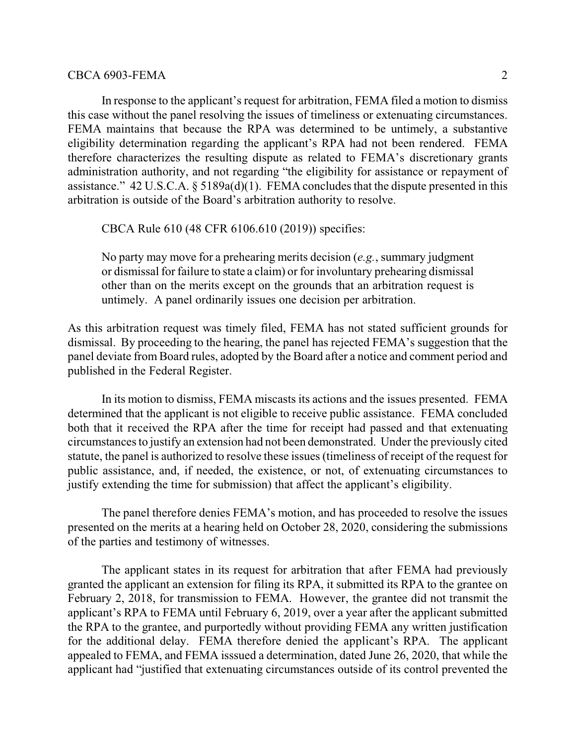In response to the applicant's request for arbitration, FEMA filed a motion to dismiss this case without the panel resolving the issues of timeliness or extenuating circumstances. FEMA maintains that because the RPA was determined to be untimely, a substantive eligibility determination regarding the applicant's RPA had not been rendered. FEMA therefore characterizes the resulting dispute as related to FEMA's discretionary grants administration authority, and not regarding "the eligibility for assistance or repayment of assistance." 42 U.S.C.A. § 5189a(d)(1). FEMA concludes that the dispute presented in this arbitration is outside of the Board's arbitration authority to resolve.

CBCA Rule 610 (48 CFR 6106.610 (2019)) specifies:

> No party may move for a prehearing merits decision (*e.g.*, summary judgment or dismissal for failure to state a claim) or for involuntary prehearing dismissal other than on the merits except on the grounds that an arbitration request is untimely. A panel ordinarily issues one decision per arbitration.

As this arbitration request was timely filed, FEMA has not stated sufficient grounds for dismissal. By proceeding to the hearing, the panel has rejected FEMA's suggestion that the panel deviate from Board rules, adopted by the Board after a notice and comment period and published in the Federal Register.

In its motion to dismiss, FEMA miscasts its actions and the issues presented. FEMA determined that the applicant is not eligible to receive public assistance. FEMA concluded both that it received the RPA after the time for receipt had passed and that extenuating circumstances to justify an extension had not been demonstrated. Under the previously cited statute, the panel is authorized to resolve these issues (timeliness of receipt of the request for public assistance, and, if needed, the existence, or not, of extenuating circumstances to justify extending the time for submission) that affect the applicant's eligibility.

The panel therefore denies FEMA's motion, and has proceeded to resolve the issues presented on the merits at a hearing held on October 28, 2020, considering the submissions of the parties and testimony of witnesses.

The applicant states in its request for arbitration that after FEMA had previously granted the applicant an extension for filing its RPA, it submitted its RPA to the grantee on February 2, 2018, for transmission to FEMA. However, the grantee did not transmit the applicant's RPA to FEMA until February 6, 2019, over a year after the applicant submitted the RPA to the grantee, and purportedly without providing FEMA any written justification for the additional delay. FEMA therefore denied the applicant's RPA. The applicant appealed to FEMA, and FEMA isssued a determination, dated June 26, 2020, that while the applicant had "justified that extenuating circumstances outside of its control prevented the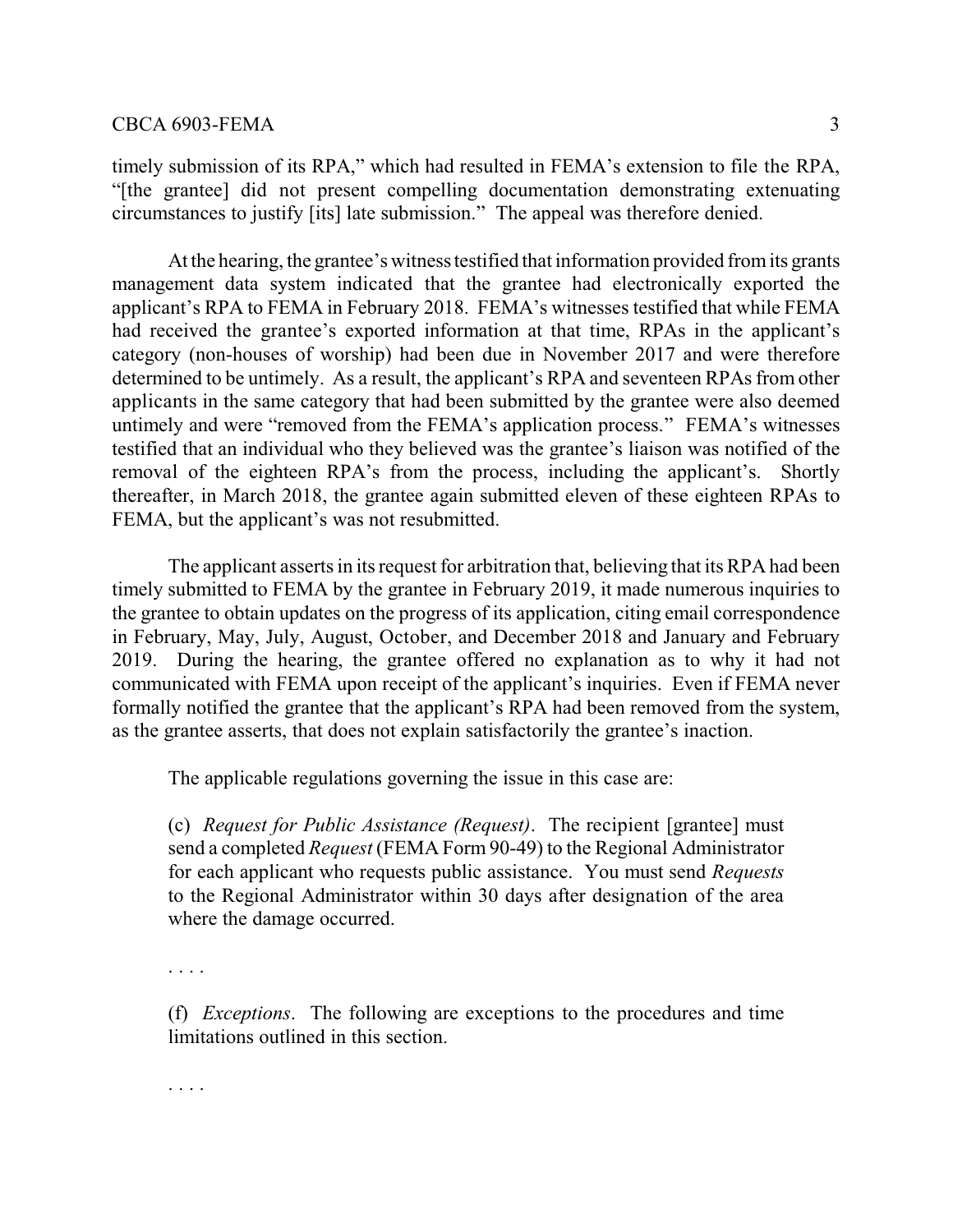timely submission of its RPA," which had resulted in FEMA's extension to file the RPA, "[the grantee] did not present compelling documentation demonstrating extenuating circumstances to justify [its] late submission." The appeal was therefore denied.

At the hearing, the grantee's witness testified that information provided from its grants management data system indicated that the grantee had electronically exported the applicant's RPA to FEMA in February 2018. FEMA's witnesses testified that while FEMA had received the grantee's exported information at that time, RPAs in the applicant's category (non-houses of worship) had been due in November 2017 and were therefore determined to be untimely. As a result, the applicant's RPA and seventeen RPAs from other applicants in the same category that had been submitted by the grantee were also deemed untimely and were "removed from the FEMA's application process." FEMA's witnesses testified that an individual who they believed was the grantee's liaison was notified of the removal of the eighteen RPA's from the process, including the applicant's. Shortly thereafter, in March 2018, the grantee again submitted eleven of these eighteen RPAs to FEMA, but the applicant's was not resubmitted.

The applicant asserts in its request for arbitration that, believing that its RPA had been timely submitted to FEMA by the grantee in February 2019, it made numerous inquiries to the grantee to obtain updates on the progress of its application, citing email correspondence in February, May, July, August, October, and December 2018 and January and February 2019. During the hearing, the grantee offered no explanation as to why it had not communicated with FEMA upon receipt of the applicant's inquiries. Even if FEMA never formally notified the grantee that the applicant's RPA had been removed from the system, as the grantee asserts, that does not explain satisfactorily the grantee's inaction.

The applicable regulations governing the issue in this case are:

> (c) *Request for Public Assistance (Request)*. The recipient [grantee] must send a completed *Request* (FEMA Form 90-49) to the Regional Administrator for each applicant who requests public assistance. You must send *Requests* to the Regional Administrator within 30 days after designation of the area where the damage occurred.
>
> . . . .
>
> (f) *Exceptions*. The following are exceptions to the procedures and time limitations outlined in this section.
>
> . . . .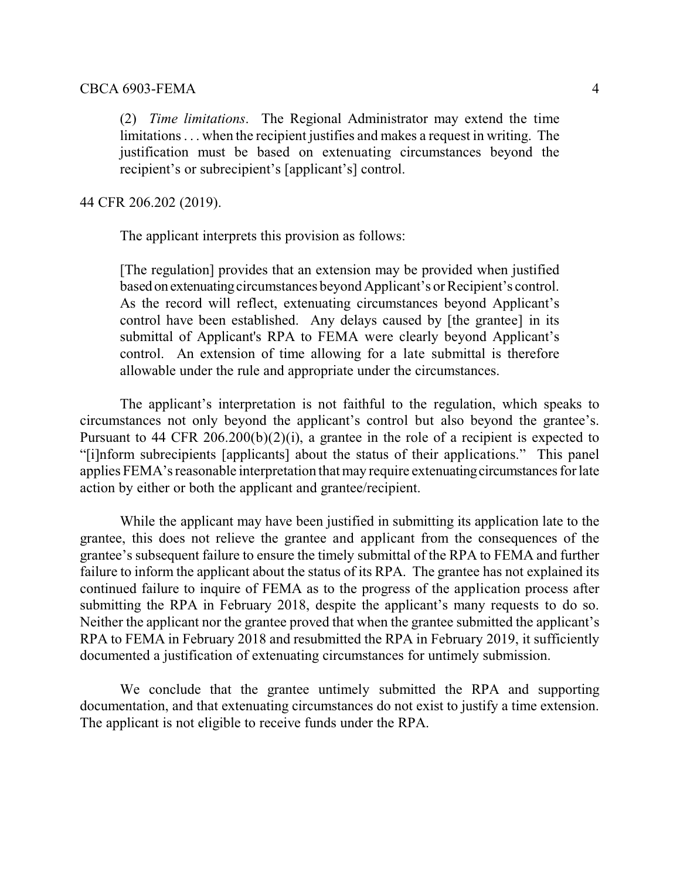> (2) *Time limitations*. The Regional Administrator may extend the time limitations . . . when the recipient justifies and makes a request in writing. The justification must be based on extenuating circumstances beyond the recipient's or subrecipient's [applicant's] control.

44 CFR 206.202 (2019).

The applicant interprets this provision as follows:

> [The regulation] provides that an extension may be provided when justified based on extenuating circumstances beyond Applicant's or Recipient's control. As the record will reflect, extenuating circumstances beyond Applicant's control have been established. Any delays caused by [the grantee] in its submittal of Applicant's RPA to FEMA were clearly beyond Applicant's control. An extension of time allowing for a late submittal is therefore allowable under the rule and appropriate under the circumstances.

The applicant's interpretation is not faithful to the regulation, which speaks to circumstances not only beyond the applicant's control but also beyond the grantee's. Pursuant to 44 CFR 206.200(b)(2)(i), a grantee in the role of a recipient is expected to "[i]nform subrecipients [applicants] about the status of their applications." This panel applies FEMA's reasonable interpretation that may require extenuating circumstances for late action by either or both the applicant and grantee/recipient.

While the applicant may have been justified in submitting its application late to the grantee, this does not relieve the grantee and applicant from the consequences of the grantee's subsequent failure to ensure the timely submittal of the RPA to FEMA and further failure to inform the applicant about the status of its RPA. The grantee has not explained its continued failure to inquire of FEMA as to the progress of the application process after submitting the RPA in February 2018, despite the applicant's many requests to do so. Neither the applicant nor the grantee proved that when the grantee submitted the applicant's RPA to FEMA in February 2018 and resubmitted the RPA in February 2019, it sufficiently documented a justification of extenuating circumstances for untimely submission.

We conclude that the grantee untimely submitted the RPA and supporting documentation, and that extenuating circumstances do not exist to justify a time extension. The applicant is not eligible to receive funds under the RPA.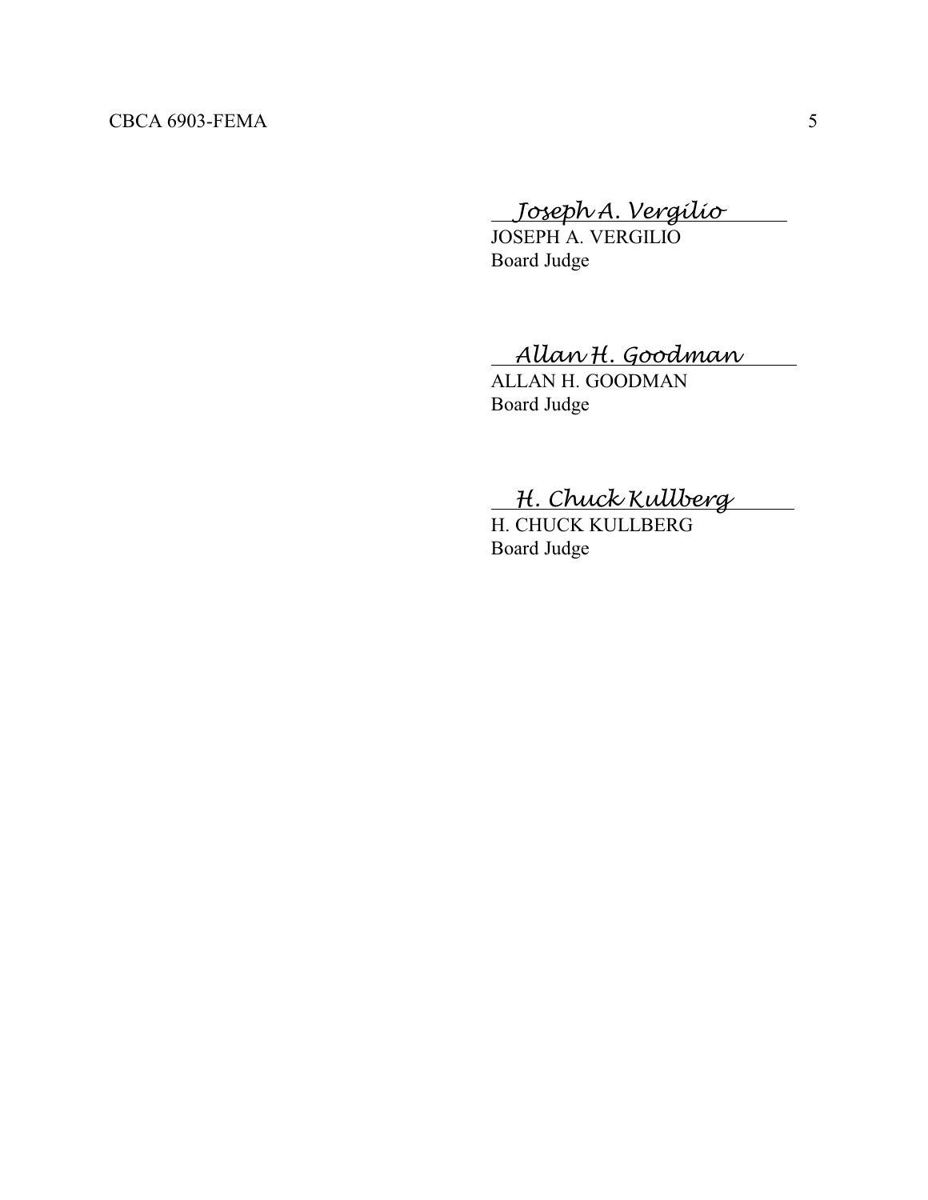*Joseph A. Vergilio*
JOSEPH A. VERGILIO
Board Judge

*Allan H. Goodman*
ALLAN H. GOODMAN
Board Judge

*H. Chuck Kullberg*
H. CHUCK KULLBERG
Board Judge